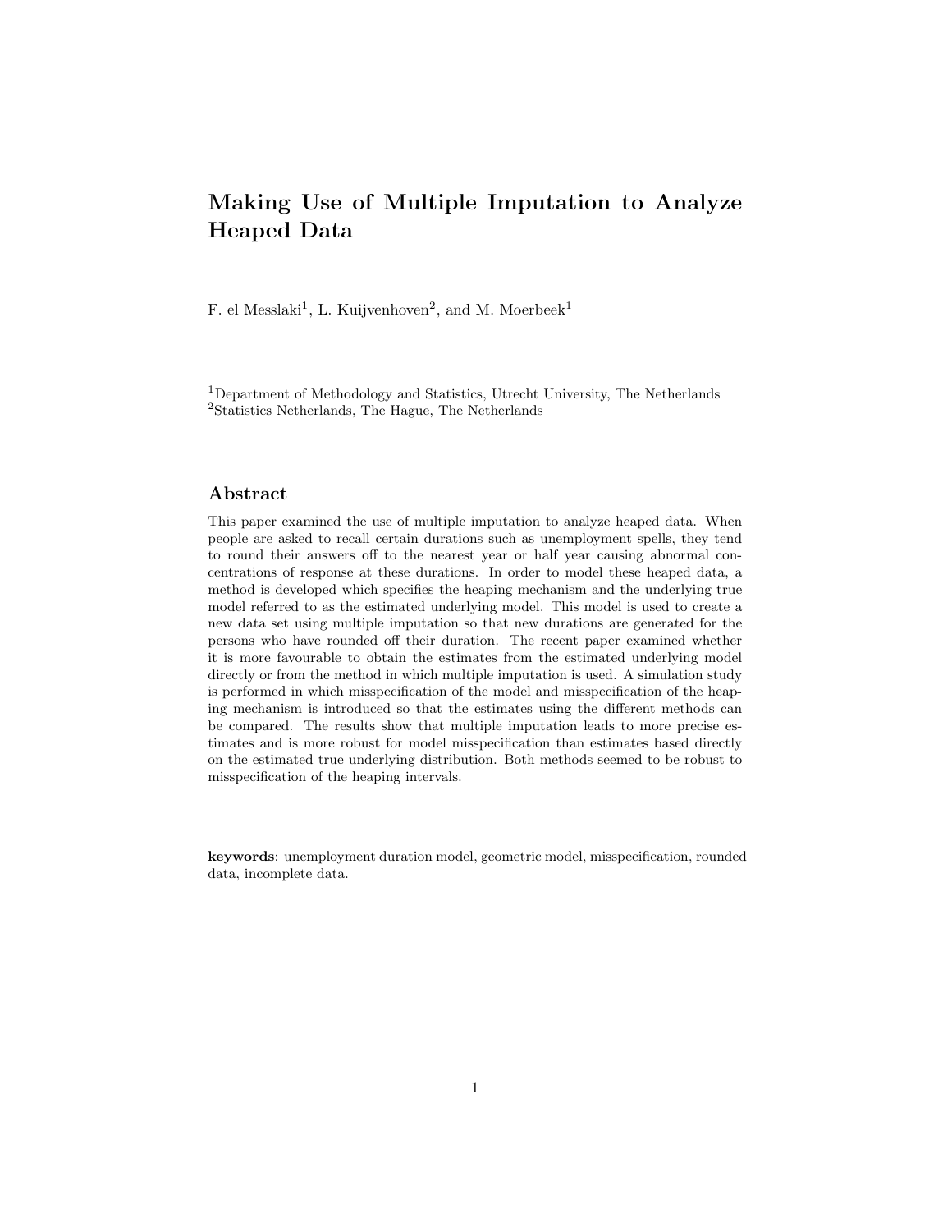# Making Use of Multiple Imputation to Analyze Heaped Data

F. el Messlaki[1], L. Kuijvenhoven[2], and M. Moerbeek[1]

[1]Department of Methodology and Statistics, Utrecht University, The Netherlands
[2]Statistics Netherlands, The Hague, The Netherlands

## Abstract

This paper examined the use of multiple imputation to analyze heaped data. When people are asked to recall certain durations such as unemployment spells, they tend to round their answers off to the nearest year or half year causing abnormal concentrations of response at these durations. In order to model these heaped data, a method is developed which specifies the heaping mechanism and the underlying true model referred to as the estimated underlying model. This model is used to create a new data set using multiple imputation so that new durations are generated for the persons who have rounded off their duration. The recent paper examined whether it is more favourable to obtain the estimates from the estimated underlying model directly or from the method in which multiple imputation is used. A simulation study is performed in which misspecification of the model and misspecification of the heaping mechanism is introduced so that the estimates using the different methods can be compared. The results show that multiple imputation leads to more precise estimates and is more robust for model misspecification than estimates based directly on the estimated true underlying distribution. Both methods seemed to be robust to misspecification of the heaping intervals.

**keywords**: unemployment duration model, geometric model, misspecification, rounded data, incomplete data.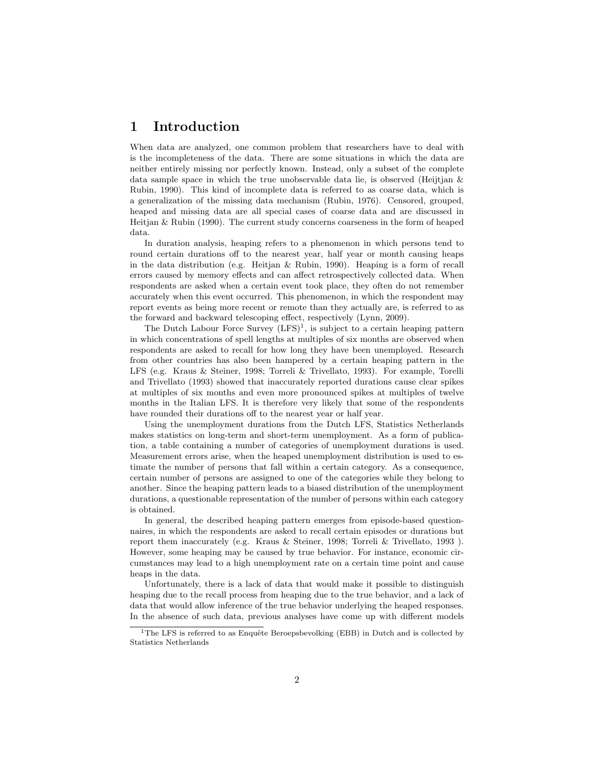# 1 Introduction

When data are analyzed, one common problem that researchers have to deal with is the incompleteness of the data. There are some situations in which the data are neither entirely missing nor perfectly known. Instead, only a subset of the complete data sample space in which the true unobservable data lie, is observed (Heijtjan & Rubin, 1990). This kind of incomplete data is referred to as coarse data, which is a generalization of the missing data mechanism (Rubin, 1976). Censored, grouped, heaped and missing data are all special cases of coarse data and are discussed in Heitjan & Rubin (1990). The current study concerns coarseness in the form of heaped data.

In duration analysis, heaping refers to a phenomenon in which persons tend to round certain durations off to the nearest year, half year or month causing heaps in the data distribution (e.g. Heitjan & Rubin, 1990). Heaping is a form of recall errors caused by memory effects and can affect retrospectively collected data. When respondents are asked when a certain event took place, they often do not remember accurately when this event occurred. This phenomenon, in which the respondent may report events as being more recent or remote than they actually are, is referred to as the forward and backward telescoping effect, respectively (Lynn, 2009).

The Dutch Labour Force Survey (LFS)[1], is subject to a certain heaping pattern in which concentrations of spell lengths at multiples of six months are observed when respondents are asked to recall for how long they have been unemployed. Research from other countries has also been hampered by a certain heaping pattern in the LFS (e.g. Kraus & Steiner, 1998; Torreli & Trivellato, 1993). For example, Torelli and Trivellato (1993) showed that inaccurately reported durations cause clear spikes at multiples of six months and even more pronounced spikes at multiples of twelve months in the Italian LFS. It is therefore very likely that some of the respondents have rounded their durations off to the nearest year or half year.

Using the unemployment durations from the Dutch LFS, Statistics Netherlands makes statistics on long-term and short-term unemployment. As a form of publication, a table containing a number of categories of unemployment durations is used. Measurement errors arise, when the heaped unemployment distribution is used to estimate the number of persons that fall within a certain category. As a consequence, certain number of persons are assigned to one of the categories while they belong to another. Since the heaping pattern leads to a biased distribution of the unemployment durations, a questionable representation of the number of persons within each category is obtained.

In general, the described heaping pattern emerges from episode-based questionnaires, in which the respondents are asked to recall certain episodes or durations but report them inaccurately (e.g. Kraus & Steiner, 1998; Torreli & Trivellato, 1993 ). However, some heaping may be caused by true behavior. For instance, economic circumstances may lead to a high unemployment rate on a certain time point and cause heaps in the data.

Unfortunately, there is a lack of data that would make it possible to distinguish heaping due to the recall process from heaping due to the true behavior, and a lack of data that would allow inference of the true behavior underlying the heaped responses. In the absence of such data, previous analyses have come up with different models

[1] The LFS is referred to as Enquête Beroepsbevolking (EBB) in Dutch and is collected by Statistics Netherlands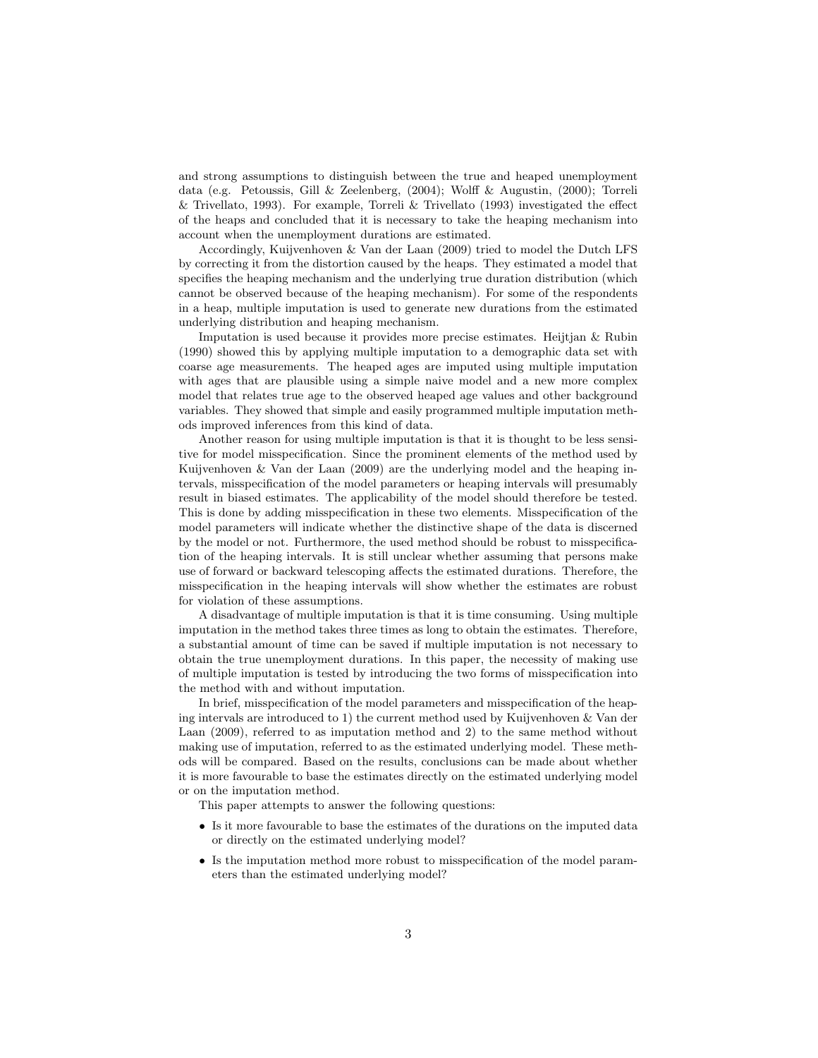and strong assumptions to distinguish between the true and heaped unemployment data (e.g. Petoussis, Gill & Zeelenberg, (2004); Wolff & Augustin, (2000); Torreli & Trivellato, 1993). For example, Torreli & Trivellato (1993) investigated the effect of the heaps and concluded that it is necessary to take the heaping mechanism into account when the unemployment durations are estimated.

Accordingly, Kuijvenhoven & Van der Laan (2009) tried to model the Dutch LFS by correcting it from the distortion caused by the heaps. They estimated a model that specifies the heaping mechanism and the underlying true duration distribution (which cannot be observed because of the heaping mechanism). For some of the respondents in a heap, multiple imputation is used to generate new durations from the estimated underlying distribution and heaping mechanism.

Imputation is used because it provides more precise estimates. Heijtjan & Rubin (1990) showed this by applying multiple imputation to a demographic data set with coarse age measurements. The heaped ages are imputed using multiple imputation with ages that are plausible using a simple naive model and a new more complex model that relates true age to the observed heaped age values and other background variables. They showed that simple and easily programmed multiple imputation methods improved inferences from this kind of data.

Another reason for using multiple imputation is that it is thought to be less sensitive for model misspecification. Since the prominent elements of the method used by Kuijvenhoven & Van der Laan (2009) are the underlying model and the heaping intervals, misspecification of the model parameters or heaping intervals will presumably result in biased estimates. The applicability of the model should therefore be tested. This is done by adding misspecification in these two elements. Misspecification of the model parameters will indicate whether the distinctive shape of the data is discerned by the model or not. Furthermore, the used method should be robust to misspecification of the heaping intervals. It is still unclear whether assuming that persons make use of forward or backward telescoping affects the estimated durations. Therefore, the misspecification in the heaping intervals will show whether the estimates are robust for violation of these assumptions.

A disadvantage of multiple imputation is that it is time consuming. Using multiple imputation in the method takes three times as long to obtain the estimates. Therefore, a substantial amount of time can be saved if multiple imputation is not necessary to obtain the true unemployment durations. In this paper, the necessity of making use of multiple imputation is tested by introducing the two forms of misspecification into the method with and without imputation.

In brief, misspecification of the model parameters and misspecification of the heaping intervals are introduced to 1) the current method used by Kuijvenhoven & Van der Laan (2009), referred to as imputation method and 2) to the same method without making use of imputation, referred to as the estimated underlying model. These methods will be compared. Based on the results, conclusions can be made about whether it is more favourable to base the estimates directly on the estimated underlying model or on the imputation method.

This paper attempts to answer the following questions:

- Is it more favourable to base the estimates of the durations on the imputed data or directly on the estimated underlying model?
- Is the imputation method more robust to misspecification of the model parameters than the estimated underlying model?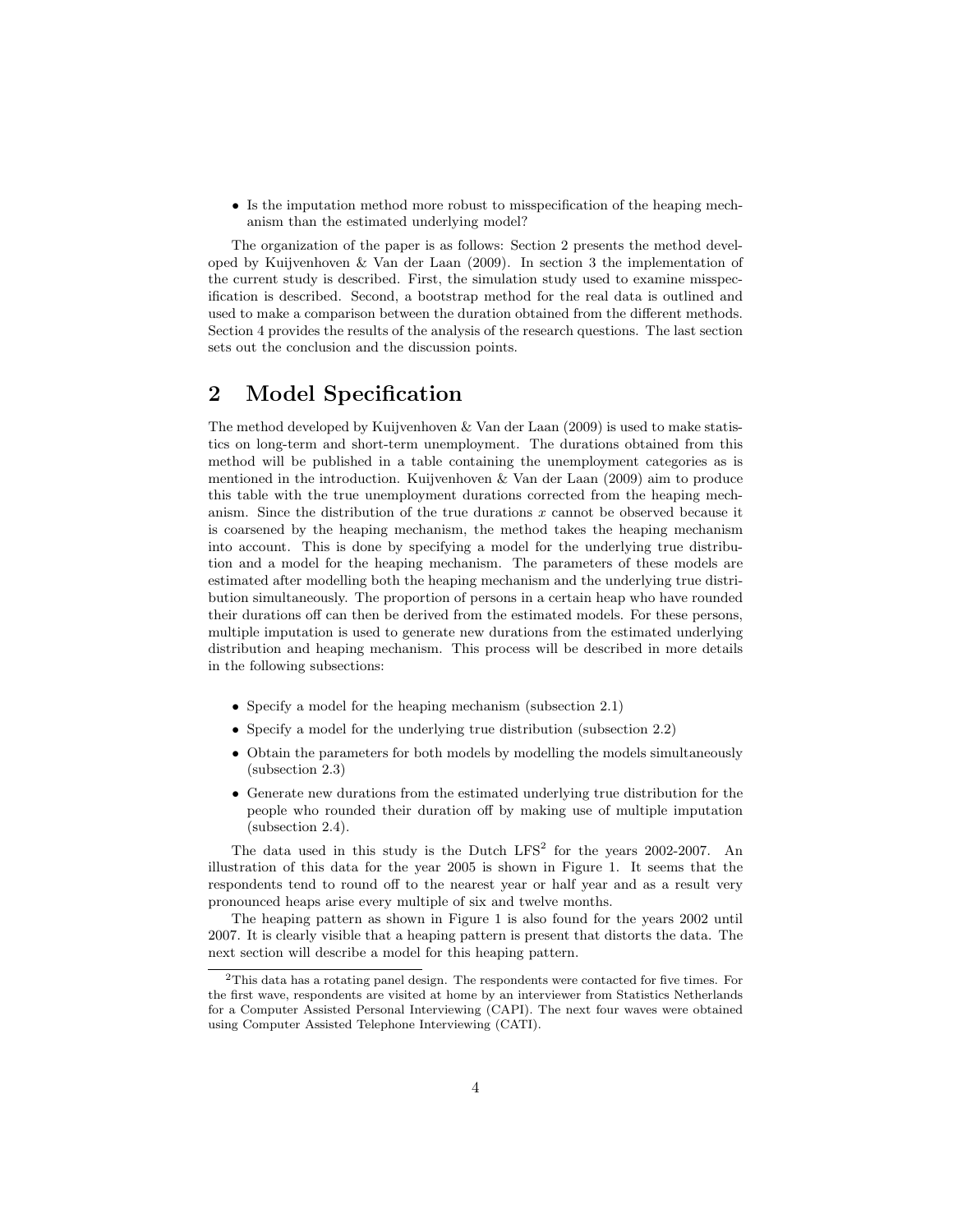- Is the imputation method more robust to misspecification of the heaping mechanism than the estimated underlying model?

The organization of the paper is as follows: Section 2 presents the method developed by Kuijvenhoven & Van der Laan (2009). In section 3 the implementation of the current study is described. First, the simulation study used to examine misspecification is described. Second, a bootstrap method for the real data is outlined and used to make a comparison between the duration obtained from the different methods. Section 4 provides the results of the analysis of the research questions. The last section sets out the conclusion and the discussion points.

## 2 Model Specification

The method developed by Kuijvenhoven & Van der Laan (2009) is used to make statistics on long-term and short-term unemployment. The durations obtained from this method will be published in a table containing the unemployment categories as is mentioned in the introduction. Kuijvenhoven & Van der Laan (2009) aim to produce this table with the true unemployment durations corrected from the heaping mechanism. Since the distribution of the true durations $x$ cannot be observed because it is coarsened by the heaping mechanism, the method takes the heaping mechanism into account. This is done by specifying a model for the underlying true distribution and a model for the heaping mechanism. The parameters of these models are estimated after modelling both the heaping mechanism and the underlying true distribution simultaneously. The proportion of persons in a certain heap who have rounded their durations off can then be derived from the estimated models. For these persons, multiple imputation is used to generate new durations from the estimated underlying distribution and heaping mechanism. This process will be described in more details in the following subsections:

- Specify a model for the heaping mechanism (subsection 2.1)
- Specify a model for the underlying true distribution (subsection 2.2)
- Obtain the parameters for both models by modelling the models simultaneously (subsection 2.3)
- Generate new durations from the estimated underlying true distribution for the people who rounded their duration off by making use of multiple imputation (subsection 2.4).

The data used in this study is the Dutch LFS[2] for the years 2002-2007. An illustration of this data for the year 2005 is shown in Figure 1. It seems that the respondents tend to round off to the nearest year or half year and as a result very pronounced heaps arise every multiple of six and twelve months.

The heaping pattern as shown in Figure 1 is also found for the years 2002 until 2007. It is clearly visible that a heaping pattern is present that distorts the data. The next section will describe a model for this heaping pattern.

[2] This data has a rotating panel design. The respondents were contacted for five times. For the first wave, respondents are visited at home by an interviewer from Statistics Netherlands for a Computer Assisted Personal Interviewing (CAPI). The next four waves were obtained using Computer Assisted Telephone Interviewing (CATI).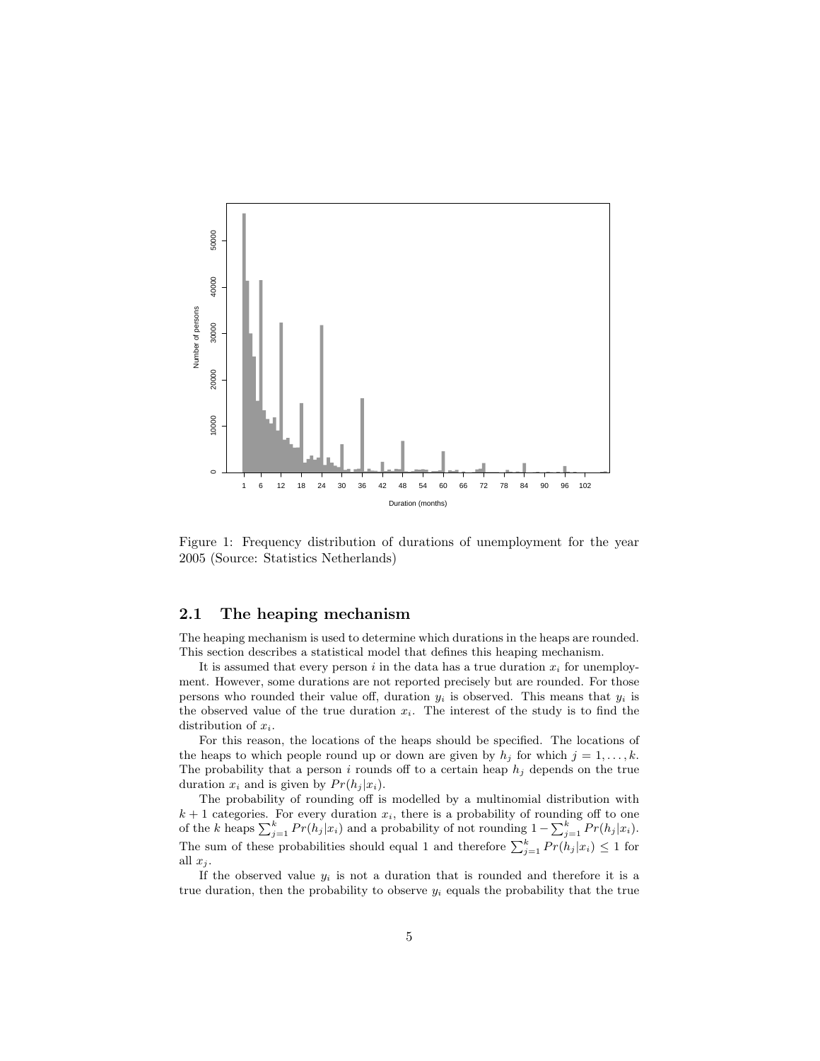Figure 1: Frequency distribution of durations of unemployment for the year 2005 (Source: Statistics Netherlands)

## 2.1 The heaping mechanism

The heaping mechanism is used to determine which durations in the heaps are rounded. This section describes a statistical model that defines this heaping mechanism.

It is assumed that every person $i$ in the data has a true duration $x_i$ for unemployment. However, some durations are not reported precisely but are rounded. For those persons who rounded their value off, duration $y_i$ is observed. This means that $y_i$ is the observed value of the true duration $x_i$. The interest of the study is to find the distribution of $x_i$.

For this reason, the locations of the heaps should be specified. The locations of the heaps to which people round up or down are given by $h_j$ for which $j = 1, \ldots, k$. The probability that a person $i$ rounds off to a certain heap $h_j$ depends on the true duration $x_i$ and is given by $Pr(h_j|x_i)$.

The probability of rounding off is modelled by a multinomial distribution with $k+1$ categories. For every duration $x_i$, there is a probability of rounding off to one of the $k$ heaps $\sum_{j=1}^{k} Pr(h_j|x_i)$ and a probability of not rounding $1 - \sum_{j=1}^{k} Pr(h_j|x_i)$. The sum of these probabilities should equal 1 and therefore $\sum_{j=1}^{k} Pr(h_j|x_i) \leq 1$ for all $x_j$.

If the observed value $y_i$ is not a duration that is rounded and therefore it is a true duration, then the probability to observe $y_i$ equals the probability that the true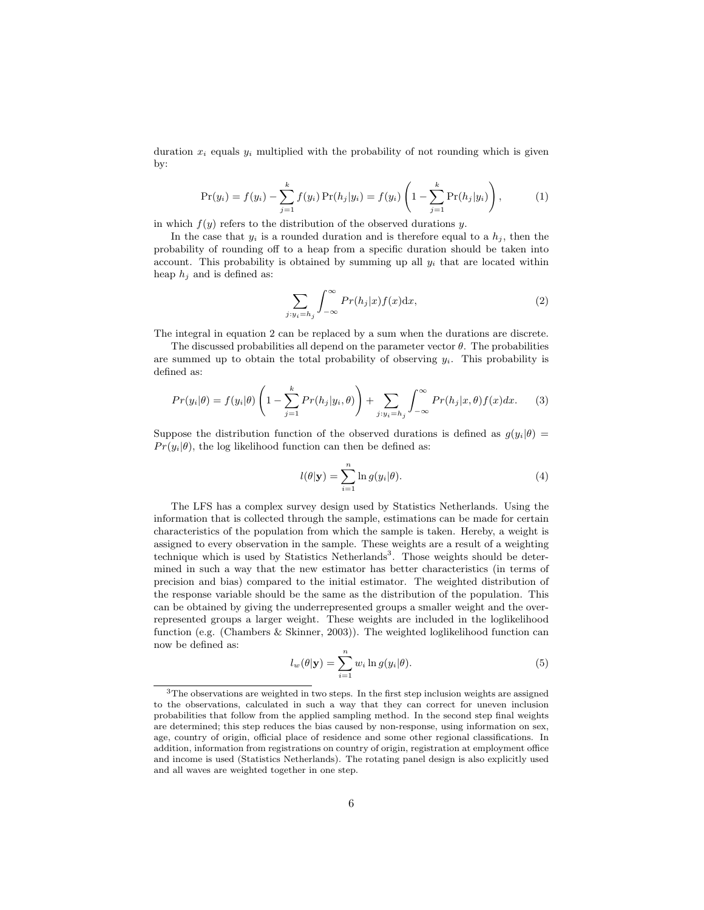duration $x_i$ equals $y_i$ multiplied with the probability of not rounding which is given by:

$$\Pr(y_i) = f(y_i) - \sum_{j=1}^{k} f(y_i)\Pr(h_j|y_i) = f(y_i)\left(1 - \sum_{j=1}^{k} \Pr(h_j|y_i)\right), \tag{1}$$

in which $f(y)$ refers to the distribution of the observed durations $y$.

In the case that $y_i$ is a rounded duration and is therefore equal to a $h_j$, then the probability of rounding off to a heap from a specific duration should be taken into account. This probability is obtained by summing up all $y_i$ that are located within heap $h_j$ and is defined as:

$$\sum_{j:y_i=h_j} \int_{-\infty}^{\infty} Pr(h_j|x)f(x)\mathrm{d}x, \tag{2}$$

The integral in equation 2 can be replaced by a sum when the durations are discrete.

The discussed probabilities all depend on the parameter vector $\theta$. The probabilities are summed up to obtain the total probability of observing $y_i$. This probability is defined as:

$$Pr(y_i|\theta) = f(y_i|\theta)\left(1 - \sum_{j=1}^{k} Pr(h_j|y_i,\theta)\right) + \sum_{j:y_i=h_j} \int_{-\infty}^{\infty} Pr(h_j|x,\theta)f(x)dx. \tag{3}$$

Suppose the distribution function of the observed durations is defined as $g(y_i|\theta) = Pr(y_i|\theta)$, the log likelihood function can then be defined as:

$$l(\theta|\mathbf{y}) = \sum_{i=1}^{n} \ln g(y_i|\theta). \tag{4}$$

The LFS has a complex survey design used by Statistics Netherlands. Using the information that is collected through the sample, estimations can be made for certain characteristics of the population from which the sample is taken. Hereby, a weight is assigned to every observation in the sample. These weights are a result of a weighting technique which is used by Statistics Netherlands[3]. Those weights should be determined in such a way that the new estimator has better characteristics (in terms of precision and bias) compared to the initial estimator. The weighted distribution of the response variable should be the same as the distribution of the population. This can be obtained by giving the underrepresented groups a smaller weight and the overrepresented groups a larger weight. These weights are included in the loglikelihood function (e.g. (Chambers & Skinner, 2003)). The weighted loglikelihood function can now be defined as:

$$l_w(\theta|\mathbf{y}) = \sum_{i=1}^{n} w_i \ln g(y_i|\theta). \tag{5}$$

[3] The observations are weighted in two steps. In the first step inclusion weights are assigned to the observations, calculated in such a way that they can correct for uneven inclusion probabilities that follow from the applied sampling method. In the second step final weights are determined; this step reduces the bias caused by non-response, using information on sex, age, country of origin, official place of residence and some other regional classifications. In addition, information from registrations on country of origin, registration at employment office and income is used (Statistics Netherlands). The rotating panel design is also explicitly used and all waves are weighted together in one step.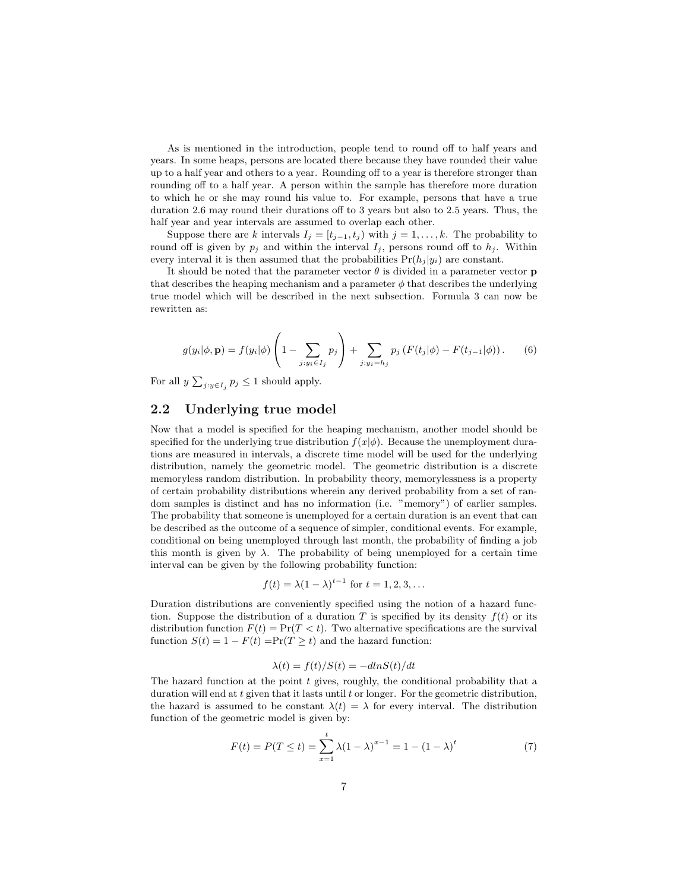As is mentioned in the introduction, people tend to round off to half years and years. In some heaps, persons are located there because they have rounded their value up to a half year and others to a year. Rounding off to a year is therefore stronger than rounding off to a half year. A person within the sample has therefore more duration to which he or she may round his value to. For example, persons that have a true duration 2.6 may round their durations off to 3 years but also to 2.5 years. Thus, the half year and year intervals are assumed to overlap each other.

Suppose there are $k$ intervals $I_j = [t_{j-1}, t_j)$ with $j = 1, \ldots, k$. The probability to round off is given by $p_j$ and within the interval $I_j$, persons round off to $h_j$. Within every interval it is then assumed that the probabilities $\Pr(h_j|y_i)$ are constant.

It should be noted that the parameter vector $\theta$ is divided in a parameter vector $\mathbf{p}$ that describes the heaping mechanism and a parameter $\phi$ that describes the underlying true model which will be described in the next subsection. Formula 3 can now be rewritten as:

$$g(y_i|\phi, \mathbf{p}) = f(y_i|\phi)\left(1 - \sum_{j:y_i \in I_j} p_j\right) + \sum_{j:y_i = h_j} p_j \left(F(t_j|\phi) - F(t_{j-1}|\phi)\right). \quad (6)$$

For all $y$ $\sum_{j:y \in I_j} p_j \leq 1$ should apply.

## 2.2 Underlying true model

Now that a model is specified for the heaping mechanism, another model should be specified for the underlying true distribution $f(x|\phi)$. Because the unemployment durations are measured in intervals, a discrete time model will be used for the underlying distribution, namely the geometric model. The geometric distribution is a discrete memoryless random distribution. In probability theory, memorylessness is a property of certain probability distributions wherein any derived probability from a set of random samples is distinct and has no information (i.e. "memory") of earlier samples. The probability that someone is unemployed for a certain duration is an event that can be described as the outcome of a sequence of simpler, conditional events. For example, conditional on being unemployed through last month, the probability of finding a job this month is given by $\lambda$. The probability of being unemployed for a certain time interval can be given by the following probability function:

$$f(t) = \lambda(1 - \lambda)^{t-1} \text{ for } t = 1, 2, 3, \ldots$$

Duration distributions are conveniently specified using the notion of a hazard function. Suppose the distribution of a duration $T$ is specified by its density $f(t)$ or its distribution function $F(t) = \Pr(T < t)$. Two alternative specifications are the survival function $S(t) = 1 - F(t) = \Pr(T \geq t)$ and the hazard function:

$$\lambda(t) = f(t)/S(t) = -dlnS(t)/dt$$

The hazard function at the point $t$ gives, roughly, the conditional probability that a duration will end at $t$ given that it lasts until $t$ or longer. For the geometric distribution, the hazard is assumed to be constant $\lambda(t) = \lambda$ for every interval. The distribution function of the geometric model is given by:

$$F(t) = P(T \leq t) = \sum_{x=1}^{t} \lambda(1 - \lambda)^{x-1} = 1 - (1 - \lambda)^{t} \quad (7)$$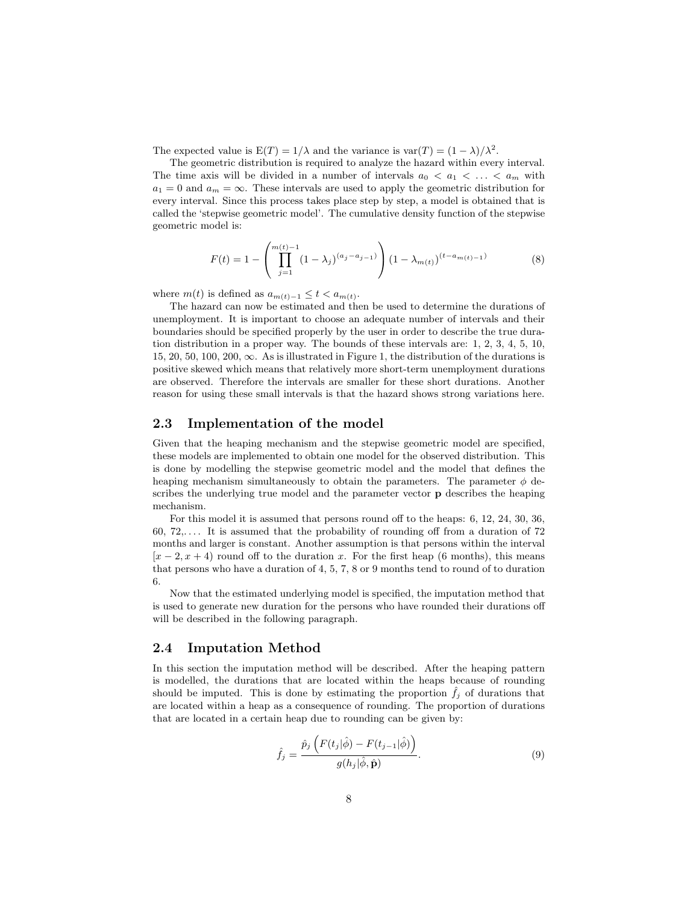The expected value is $\mathrm{E}(T) = 1/\lambda$ and the variance is $\mathrm{var}(T) = (1 - \lambda)/\lambda^2$.

The geometric distribution is required to analyze the hazard within every interval. The time axis will be divided in a number of intervals $a_0 < a_1 < \ldots < a_m$ with $a_1 = 0$ and $a_m = \infty$. These intervals are used to apply the geometric distribution for every interval. Since this process takes place step by step, a model is obtained that is called the 'stepwise geometric model'. The cumulative density function of the stepwise geometric model is:

$$F(t) = 1 - \left( \prod_{j=1}^{m(t)-1} (1 - \lambda_j)^{(a_j - a_{j-1})} \right) (1 - \lambda_{m(t)})^{(t - a_{m(t)-1})} \tag{8}$$

where $m(t)$ is defined as $a_{m(t)-1} \leq t < a_{m(t)}$.

The hazard can now be estimated and then be used to determine the durations of unemployment. It is important to choose an adequate number of intervals and their boundaries should be specified properly by the user in order to describe the true duration distribution in a proper way. The bounds of these intervals are: 1, 2, 3, 4, 5, 10, 15, 20, 50, 100, 200, $\infty$. As is illustrated in Figure 1, the distribution of the durations is positive skewed which means that relatively more short-term unemployment durations are observed. Therefore the intervals are smaller for these short durations. Another reason for using these small intervals is that the hazard shows strong variations here.

## 2.3 Implementation of the model

Given that the heaping mechanism and the stepwise geometric model are specified, these models are implemented to obtain one model for the observed distribution. This is done by modelling the stepwise geometric model and the model that defines the heaping mechanism simultaneously to obtain the parameters. The parameter $\phi$ describes the underlying true model and the parameter vector $\mathbf{p}$ describes the heaping mechanism.

For this model it is assumed that persons round off to the heaps: 6, 12, 24, 30, 36, 60, 72,.... It is assumed that the probability of rounding off from a duration of 72 months and larger is constant. Another assumption is that persons within the interval $[x - 2, x + 4)$ round off to the duration $x$. For the first heap (6 months), this means that persons who have a duration of 4, 5, 7, 8 or 9 months tend to round of to duration 6.

Now that the estimated underlying model is specified, the imputation method that is used to generate new duration for the persons who have rounded their durations off will be described in the following paragraph.

## 2.4 Imputation Method

In this section the imputation method will be described. After the heaping pattern is modelled, the durations that are located within the heaps because of rounding should be imputed. This is done by estimating the proportion $\hat{f}_j$ of durations that are located within a heap as a consequence of rounding. The proportion of durations that are located in a certain heap due to rounding can be given by:

$$\hat{f}_j = \frac{\hat{p}_j \left( F(t_j|\hat{\phi}) - F(t_{j-1}|\hat{\phi}) \right)}{g(h_j|\hat{\phi}, \hat{\mathbf{p}})}. \tag{9}$$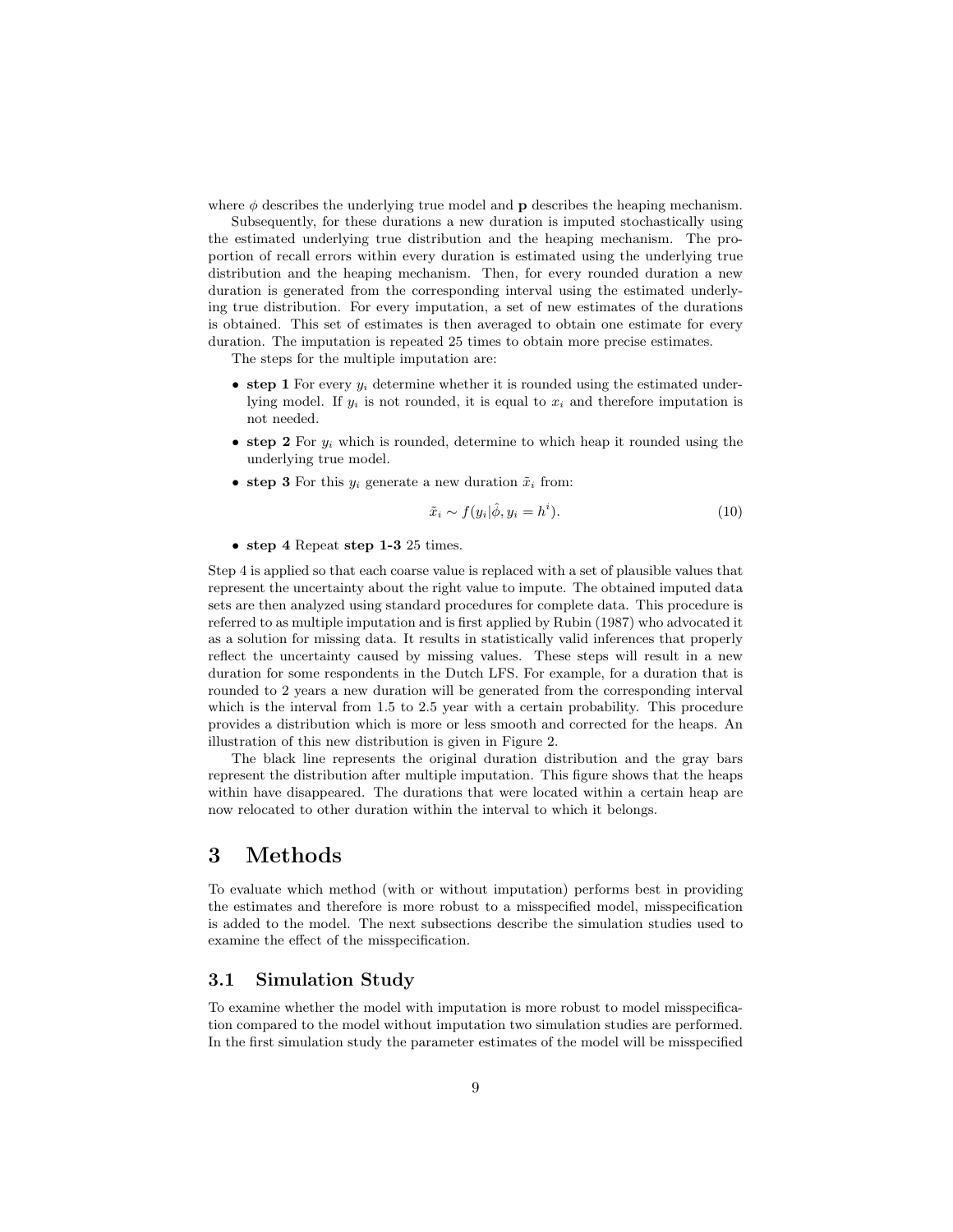where $\phi$ describes the underlying true model and $\mathbf{p}$ describes the heaping mechanism.

Subsequently, for these durations a new duration is imputed stochastically using the estimated underlying true distribution and the heaping mechanism. The proportion of recall errors within every duration is estimated using the underlying true distribution and the heaping mechanism. Then, for every rounded duration a new duration is generated from the corresponding interval using the estimated underlying true distribution. For every imputation, a set of new estimates of the durations is obtained. This set of estimates is then averaged to obtain one estimate for every duration. The imputation is repeated 25 times to obtain more precise estimates.

The steps for the multiple imputation are:

- **step 1** For every $y_i$ determine whether it is rounded using the estimated underlying model. If $y_i$ is not rounded, it is equal to $x_i$ and therefore imputation is not needed.
- **step 2** For $y_i$ which is rounded, determine to which heap it rounded using the underlying true model.
- **step 3** For this $y_i$ generate a new duration $\tilde{x}_i$ from:

$$\tilde{x}_i \sim f(y_i|\hat{\phi}, y_i = h^i). \tag{10}$$

- **step 4** Repeat **step 1-3** 25 times.

Step 4 is applied so that each coarse value is replaced with a set of plausible values that represent the uncertainty about the right value to impute. The obtained imputed data sets are then analyzed using standard procedures for complete data. This procedure is referred to as multiple imputation and is first applied by Rubin (1987) who advocated it as a solution for missing data. It results in statistically valid inferences that properly reflect the uncertainty caused by missing values. These steps will result in a new duration for some respondents in the Dutch LFS. For example, for a duration that is rounded to 2 years a new duration will be generated from the corresponding interval which is the interval from 1.5 to 2.5 year with a certain probability. This procedure provides a distribution which is more or less smooth and corrected for the heaps. An illustration of this new distribution is given in Figure 2.

The black line represents the original duration distribution and the gray bars represent the distribution after multiple imputation. This figure shows that the heaps within have disappeared. The durations that were located within a certain heap are now relocated to other duration within the interval to which it belongs.

# 3 Methods

To evaluate which method (with or without imputation) performs best in providing the estimates and therefore is more robust to a misspecified model, misspecification is added to the model. The next subsections describe the simulation studies used to examine the effect of the misspecification.

## 3.1 Simulation Study

To examine whether the model with imputation is more robust to model misspecification compared to the model without imputation two simulation studies are performed. In the first simulation study the parameter estimates of the model will be misspecified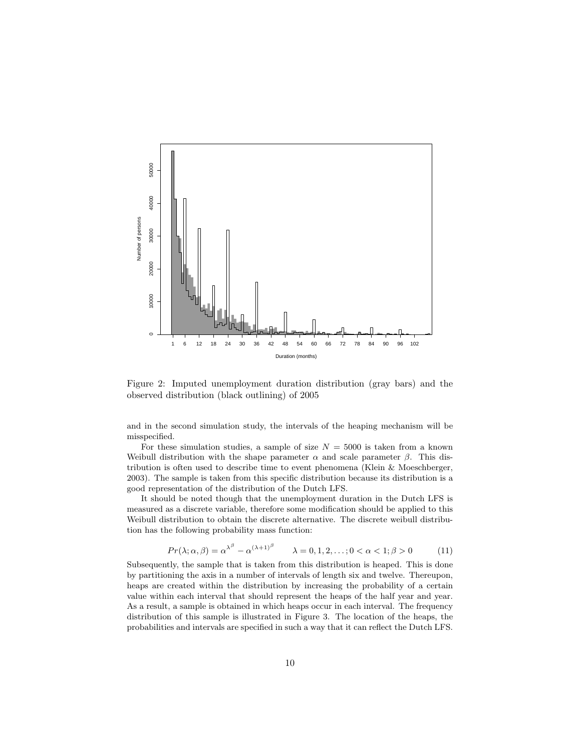Figure 2: Imputed unemployment duration distribution (gray bars) and the observed distribution (black outlining) of 2005

and in the second simulation study, the intervals of the heaping mechanism will be misspecified.

For these simulation studies, a sample of size $N = 5000$ is taken from a known Weibull distribution with the shape parameter $\alpha$ and scale parameter $\beta$. This distribution is often used to describe time to event phenomena (Klein & Moeschberger, 2003). The sample is taken from this specific distribution because its distribution is a good representation of the distribution of the Dutch LFS.

It should be noted though that the unemployment duration in the Dutch LFS is measured as a discrete variable, therefore some modification should be applied to this Weibull distribution to obtain the discrete alternative. The discrete weibull distribution has the following probability mass function:

$$Pr(\lambda; \alpha, \beta) = \alpha^{\lambda^{\beta}} - \alpha^{(\lambda+1)^{\beta}} \qquad \lambda = 0, 1, 2, \ldots; 0 < \alpha < 1; \beta > 0 \tag{11}$$

Subsequently, the sample that is taken from this distribution is heaped. This is done by partitioning the axis in a number of intervals of length six and twelve. Thereupon, heaps are created within the distribution by increasing the probability of a certain value within each interval that should represent the heaps of the half year and year. As a result, a sample is obtained in which heaps occur in each interval. The frequency distribution of this sample is illustrated in Figure 3. The location of the heaps, the probabilities and intervals are specified in such a way that it can reflect the Dutch LFS.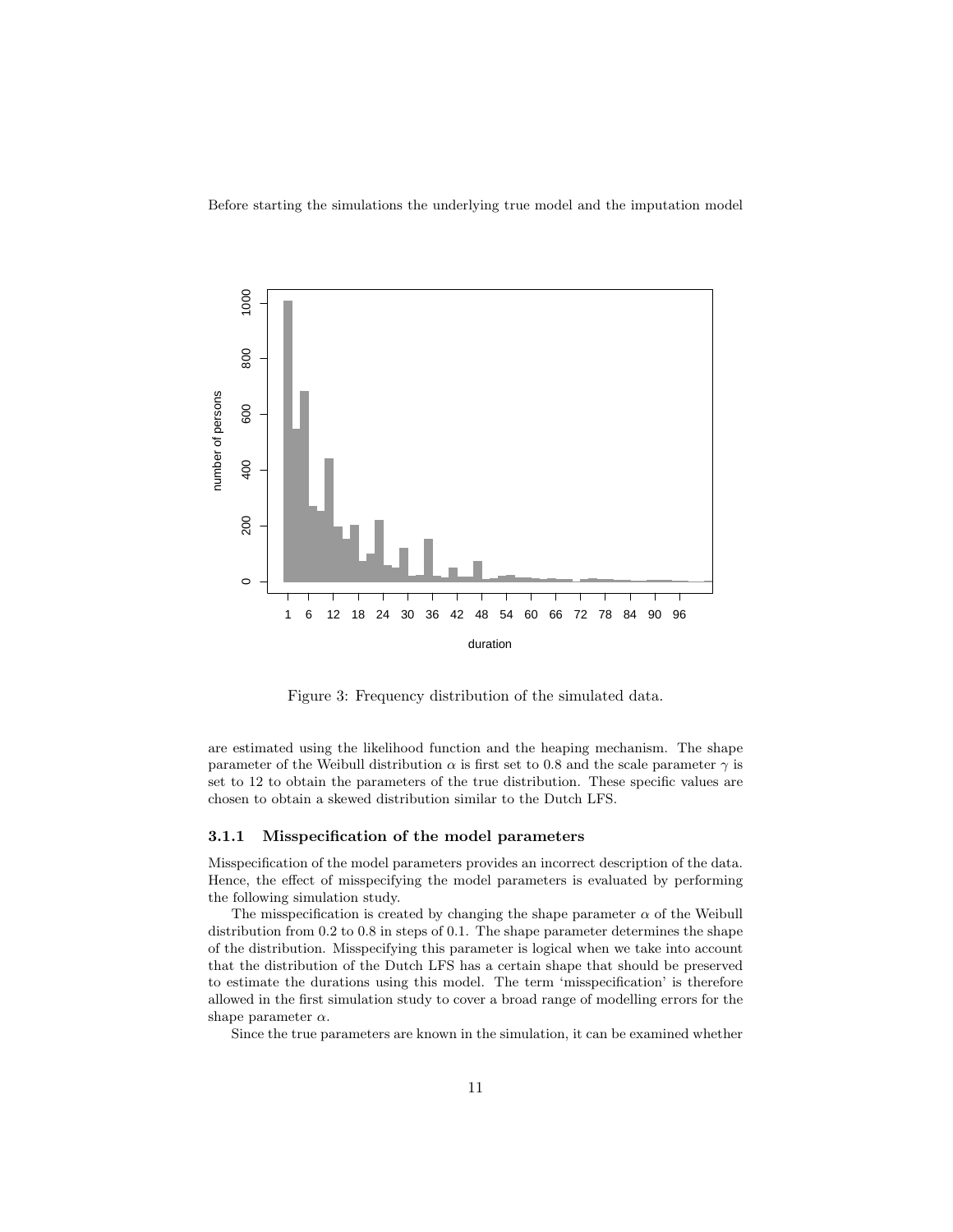Before starting the simulations the underlying true model and the imputation model

Figure 3: Frequency distribution of the simulated data.

are estimated using the likelihood function and the heaping mechanism. The shape parameter of the Weibull distribution $\alpha$ is first set to 0.8 and the scale parameter $\gamma$ is set to 12 to obtain the parameters of the true distribution. These specific values are chosen to obtain a skewed distribution similar to the Dutch LFS.

### 3.1.1 Misspecification of the model parameters

Misspecification of the model parameters provides an incorrect description of the data. Hence, the effect of misspecifying the model parameters is evaluated by performing the following simulation study.

The misspecification is created by changing the shape parameter $\alpha$ of the Weibull distribution from 0.2 to 0.8 in steps of 0.1. The shape parameter determines the shape of the distribution. Misspecifying this parameter is logical when we take into account that the distribution of the Dutch LFS has a certain shape that should be preserved to estimate the durations using this model. The term 'misspecification' is therefore allowed in the first simulation study to cover a broad range of modelling errors for the shape parameter $\alpha$.

Since the true parameters are known in the simulation, it can be examined whether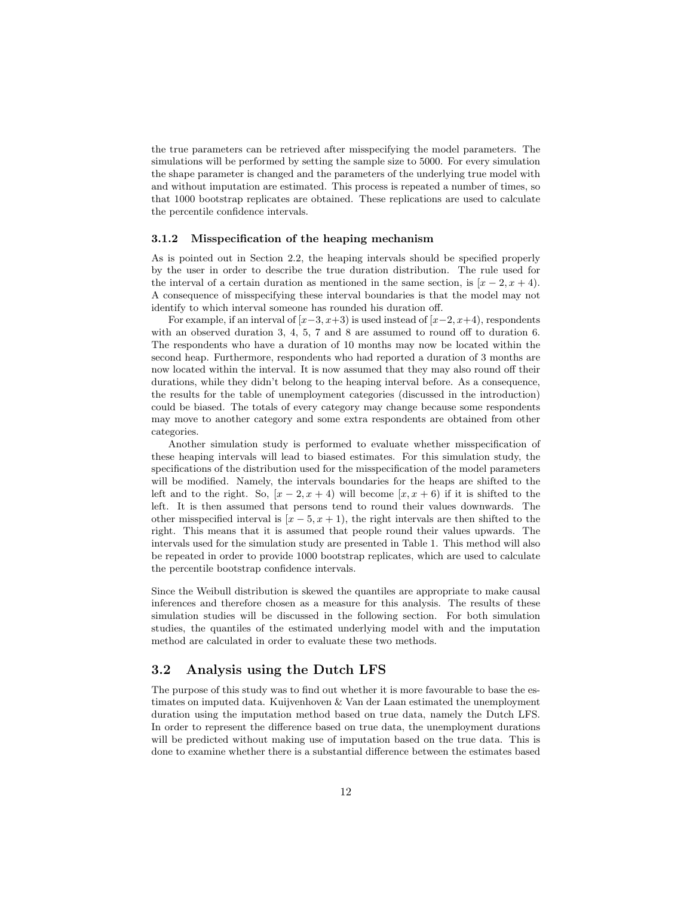the true parameters can be retrieved after misspecifying the model parameters. The simulations will be performed by setting the sample size to 5000. For every simulation the shape parameter is changed and the parameters of the underlying true model with and without imputation are estimated. This process is repeated a number of times, so that 1000 bootstrap replicates are obtained. These replications are used to calculate the percentile confidence intervals.

### 3.1.2 Misspecification of the heaping mechanism

As is pointed out in Section 2.2, the heaping intervals should be specified properly by the user in order to describe the true duration distribution. The rule used for the interval of a certain duration as mentioned in the same section, is $[x-2, x+4)$. A consequence of misspecifying these interval boundaries is that the model may not identify to which interval someone has rounded his duration off.

For example, if an interval of $[x-3, x+3)$ is used instead of $[x-2, x+4)$, respondents with an observed duration 3, 4, 5, 7 and 8 are assumed to round off to duration 6. The respondents who have a duration of 10 months may now be located within the second heap. Furthermore, respondents who had reported a duration of 3 months are now located within the interval. It is now assumed that they may also round off their durations, while they didn't belong to the heaping interval before. As a consequence, the results for the table of unemployment categories (discussed in the introduction) could be biased. The totals of every category may change because some respondents may move to another category and some extra respondents are obtained from other categories.

Another simulation study is performed to evaluate whether misspecification of these heaping intervals will lead to biased estimates. For this simulation study, the specifications of the distribution used for the misspecification of the model parameters will be modified. Namely, the intervals boundaries for the heaps are shifted to the left and to the right. So, $[x-2, x+4)$ will become $[x, x+6)$ if it is shifted to the left. It is then assumed that persons tend to round their values downwards. The other misspecified interval is $[x-5, x+1)$, the right intervals are then shifted to the right. This means that it is assumed that people round their values upwards. The intervals used for the simulation study are presented in Table 1. This method will also be repeated in order to provide 1000 bootstrap replicates, which are used to calculate the percentile bootstrap confidence intervals.

Since the Weibull distribution is skewed the quantiles are appropriate to make causal inferences and therefore chosen as a measure for this analysis. The results of these simulation studies will be discussed in the following section. For both simulation studies, the quantiles of the estimated underlying model with and the imputation method are calculated in order to evaluate these two methods.

## 3.2 Analysis using the Dutch LFS

The purpose of this study was to find out whether it is more favourable to base the estimates on imputed data. Kuijvenhoven & Van der Laan estimated the unemployment duration using the imputation method based on true data, namely the Dutch LFS. In order to represent the difference based on true data, the unemployment durations will be predicted without making use of imputation based on the true data. This is done to examine whether there is a substantial difference between the estimates based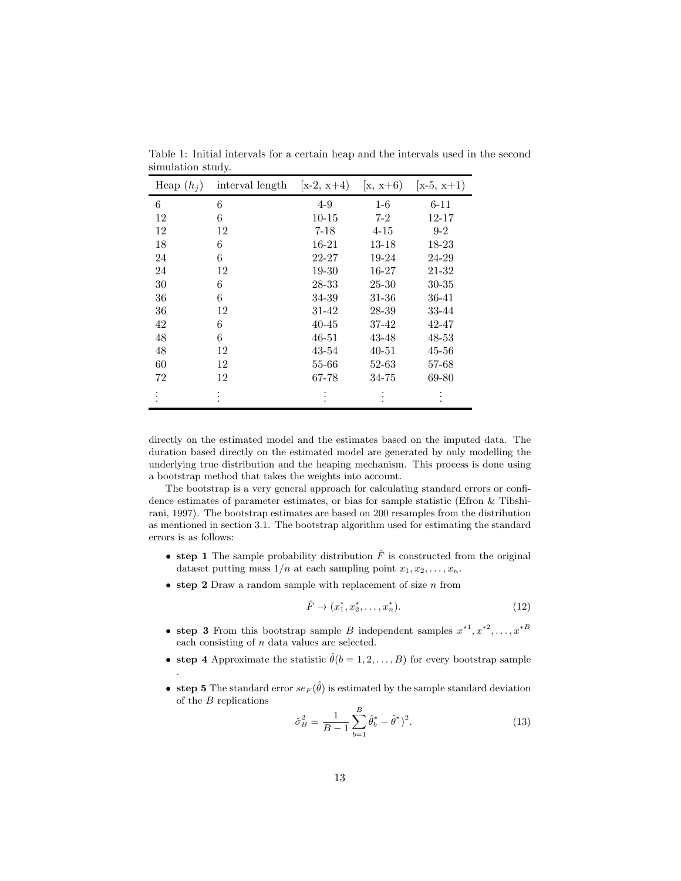Table 1: Initial intervals for a certain heap and the intervals used in the second simulation study.

| Heap ($h_j$) | interval length | [x-2, x+4) | [x, x+6) | [x-5, x+1) |
|---|---|---|---|---|
| 6 | 6 | 4-9 | 1-6 | 6-11 |
| 12 | 6 | 10-15 | 7-2 | 12-17 |
| 12 | 12 | 7-18 | 4-15 | 9-2 |
| 18 | 6 | 16-21 | 13-18 | 18-23 |
| 24 | 6 | 22-27 | 19-24 | 24-29 |
| 24 | 12 | 19-30 | 16-27 | 21-32 |
| 30 | 6 | 28-33 | 25-30 | 30-35 |
| 36 | 6 | 34-39 | 31-36 | 36-41 |
| 36 | 12 | 31-42 | 28-39 | 33-44 |
| 42 | 6 | 40-45 | 37-42 | 42-47 |
| 48 | 6 | 46-51 | 43-48 | 48-53 |
| 48 | 12 | 43-54 | 40-51 | 45-56 |
| 60 | 12 | 55-66 | 52-63 | 57-68 |
| 72 | 12 | 67-78 | 34-75 | 69-80 |
| ⋮ | ⋮ | ⋮ | ⋮ | ⋮ |

directly on the estimated model and the estimates based on the imputed data. The duration based directly on the estimated model are generated by only modelling the underlying true distribution and the heaping mechanism. This process is done using a bootstrap method that takes the weights into account.

The bootstrap is a very general approach for calculating standard errors or confidence estimates of parameter estimates, or bias for sample statistic (Efron & Tibshirani, 1997). The bootstrap estimates are based on 200 resamples from the distribution as mentioned in section 3.1. The bootstrap algorithm used for estimating the standard errors is as follows:

- **step 1** The sample probability distribution $\hat{F}$ is constructed from the original dataset putting mass $1/n$ at each sampling point $x_1, x_2, \ldots, x_n$.
- **step 2** Draw a random sample with replacement of size $n$ from

$$\hat{F} \rightarrow (x_1^*, x_2^*, \ldots, x_n^*). \tag{12}$$

- **step 3** From this bootstrap sample $B$ independent samples $x^{*1}, x^{*2}, \ldots, x^{*B}$ each consisting of $n$ data values are selected.
- **step 4** Approximate the statistic $\hat{\theta}(b = 1, 2, \ldots, B)$ for every bootstrap sample .
- **step 5** The standard error $se_F(\hat{\theta})$ is estimated by the sample standard deviation of the $B$ replications

$$\hat{\sigma}_B^2 = \frac{1}{B-1} \sum_{b=1}^{B} \hat{\theta}_b^* - \hat{\theta}^*)^2. \tag{13}$$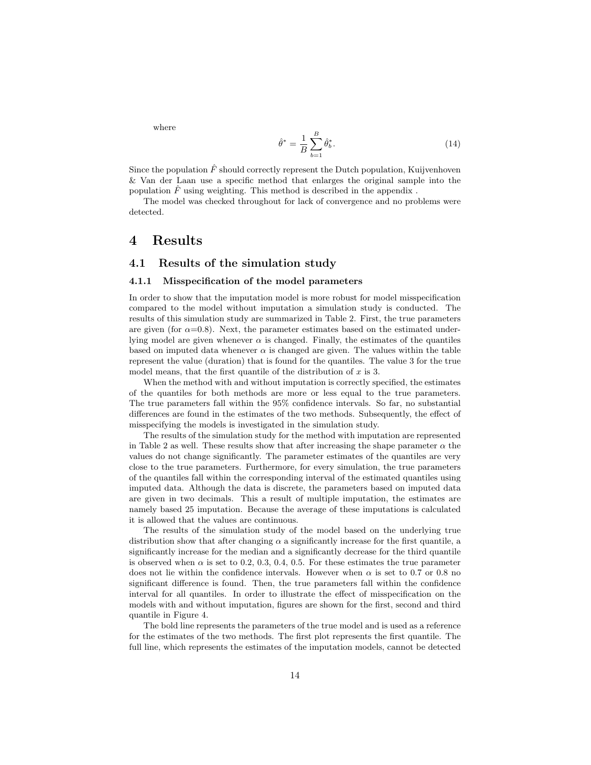where

$$\hat{\theta}^* = \frac{1}{B}\sum_{b=1}^{B}\hat{\theta}_b^*. \tag{14}$$

Since the population $\hat{F}$ should correctly represent the Dutch population, Kuijvenhoven & Van der Laan use a specific method that enlarges the original sample into the population $\hat{F}$ using weighting. This method is described in the appendix .

The model was checked throughout for lack of convergence and no problems were detected.

# 4 Results

## 4.1 Results of the simulation study

### 4.1.1 Misspecification of the model parameters

In order to show that the imputation model is more robust for model misspecification compared to the model without imputation a simulation study is conducted. The results of this simulation study are summarized in Table 2. First, the true parameters are given (for $\alpha$=0.8). Next, the parameter estimates based on the estimated underlying model are given whenever $\alpha$ is changed. Finally, the estimates of the quantiles based on imputed data whenever $\alpha$ is changed are given. The values within the table represent the value (duration) that is found for the quantiles. The value 3 for the true model means, that the first quantile of the distribution of $x$ is 3.

When the method with and without imputation is correctly specified, the estimates of the quantiles for both methods are more or less equal to the true parameters. The true parameters fall within the 95% confidence intervals. So far, no substantial differences are found in the estimates of the two methods. Subsequently, the effect of misspecifying the models is investigated in the simulation study.

The results of the simulation study for the method with imputation are represented in Table 2 as well. These results show that after increasing the shape parameter $\alpha$ the values do not change significantly. The parameter estimates of the quantiles are very close to the true parameters. Furthermore, for every simulation, the true parameters of the quantiles fall within the corresponding interval of the estimated quantiles using imputed data. Although the data is discrete, the parameters based on imputed data are given in two decimals. This a result of multiple imputation, the estimates are namely based 25 imputation. Because the average of these imputations is calculated it is allowed that the values are continuous.

The results of the simulation study of the model based on the underlying true distribution show that after changing $\alpha$ a significantly increase for the first quantile, a significantly increase for the median and a significantly decrease for the third quantile is observed when $\alpha$ is set to 0.2, 0.3, 0.4, 0.5. For these estimates the true parameter does not lie within the confidence intervals. However when $\alpha$ is set to 0.7 or 0.8 no significant difference is found. Then, the true parameters fall within the confidence interval for all quantiles. In order to illustrate the effect of misspecification on the models with and without imputation, figures are shown for the first, second and third quantile in Figure 4.

The bold line represents the parameters of the true model and is used as a reference for the estimates of the two methods. The first plot represents the first quantile. The full line, which represents the estimates of the imputation models, cannot be detected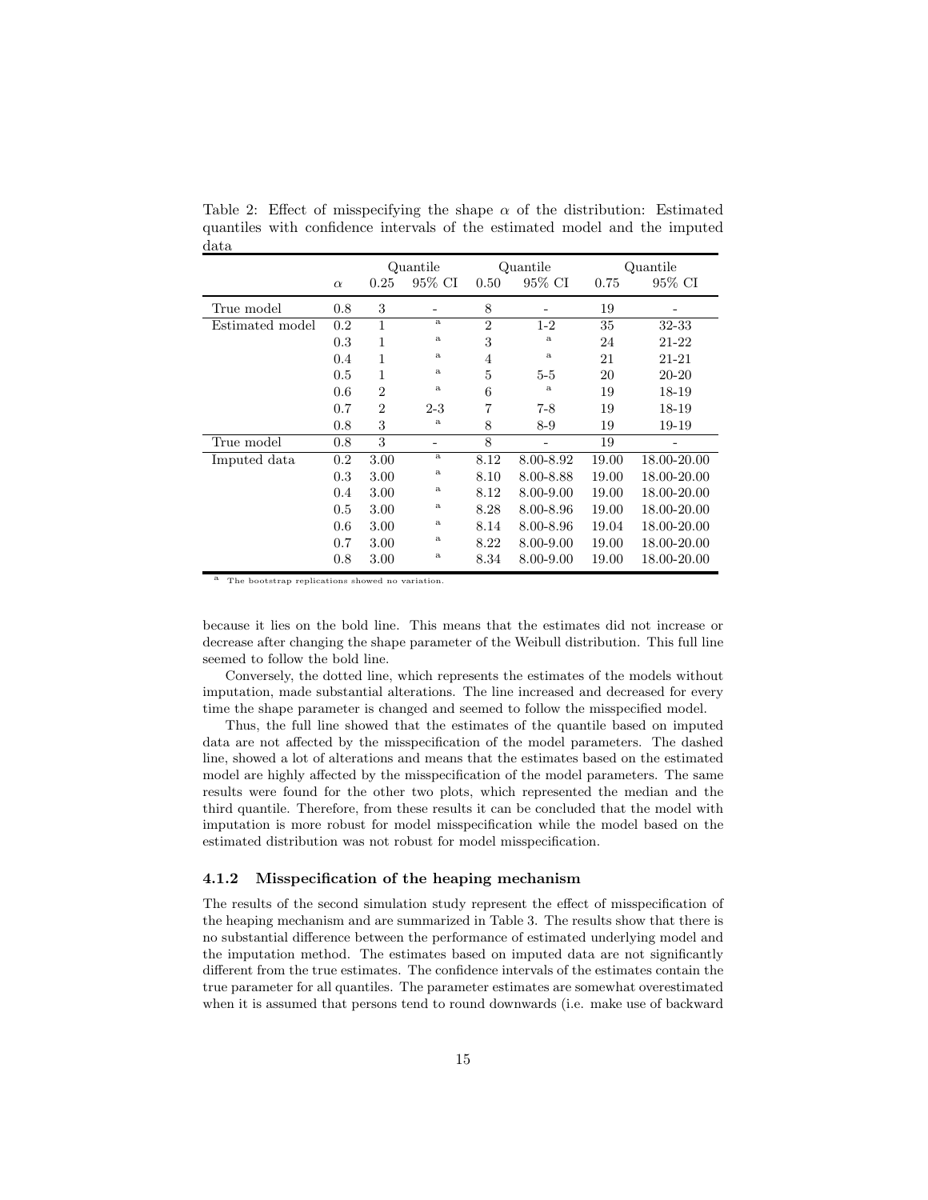Table 2: Effect of misspecifying the shape $\alpha$ of the distribution: Estimated quantiles with confidence intervals of the estimated model and the imputed data

| | | Quantile | | Quantile | | Quantile | |
|---|---|---|---|---|---|---|---|
| | $\alpha$ | 0.25 | 95% CI | 0.50 | 95% CI | 0.75 | 95% CI |
| True model | 0.8 | 3 | - | 8 | - | 19 | - |
| Estimated model | 0.2 | 1 | [a] | 2 | 1-2 | 35 | 32-33 |
| | 0.3 | 1 | [a] | 3 | [a] | 24 | 21-22 |
| | 0.4 | 1 | [a] | 4 | [a] | 21 | 21-21 |
| | 0.5 | 1 | [a] | 5 | 5-5 | 20 | 20-20 |
| | 0.6 | 2 | [a] | 6 | [a] | 19 | 18-19 |
| | 0.7 | 2 | 2-3 | 7 | 7-8 | 19 | 18-19 |
| | 0.8 | 3 | [a] | 8 | 8-9 | 19 | 19-19 |
| True model | 0.8 | 3 | - | 8 | - | 19 | - |
| Imputed data | 0.2 | 3.00 | [a] | 8.12 | 8.00-8.92 | 19.00 | 18.00-20.00 |
| | 0.3 | 3.00 | [a] | 8.10 | 8.00-8.88 | 19.00 | 18.00-20.00 |
| | 0.4 | 3.00 | [a] | 8.12 | 8.00-9.00 | 19.00 | 18.00-20.00 |
| | 0.5 | 3.00 | [a] | 8.28 | 8.00-8.96 | 19.00 | 18.00-20.00 |
| | 0.6 | 3.00 | [a] | 8.14 | 8.00-8.96 | 19.04 | 18.00-20.00 |
| | 0.7 | 3.00 | [a] | 8.22 | 8.00-9.00 | 19.00 | 18.00-20.00 |
| | 0.8 | 3.00 | [a] | 8.34 | 8.00-9.00 | 19.00 | 18.00-20.00 |

[a] The bootstrap replications showed no variation.

because it lies on the bold line. This means that the estimates did not increase or decrease after changing the shape parameter of the Weibull distribution. This full line seemed to follow the bold line.

Conversely, the dotted line, which represents the estimates of the models without imputation, made substantial alterations. The line increased and decreased for every time the shape parameter is changed and seemed to follow the misspecified model.

Thus, the full line showed that the estimates of the quantile based on imputed data are not affected by the misspecification of the model parameters. The dashed line, showed a lot of alterations and means that the estimates based on the estimated model are highly affected by the misspecification of the model parameters. The same results were found for the other two plots, which represented the median and the third quantile. Therefore, from these results it can be concluded that the model with imputation is more robust for model misspecification while the model based on the estimated distribution was not robust for model misspecification.

### 4.1.2 Misspecification of the heaping mechanism

The results of the second simulation study represent the effect of misspecification of the heaping mechanism and are summarized in Table 3. The results show that there is no substantial difference between the performance of estimated underlying model and the imputation method. The estimates based on imputed data are not significantly different from the true estimates. The confidence intervals of the estimates contain the true parameter for all quantiles. The parameter estimates are somewhat overestimated when it is assumed that persons tend to round downwards (i.e. make use of backward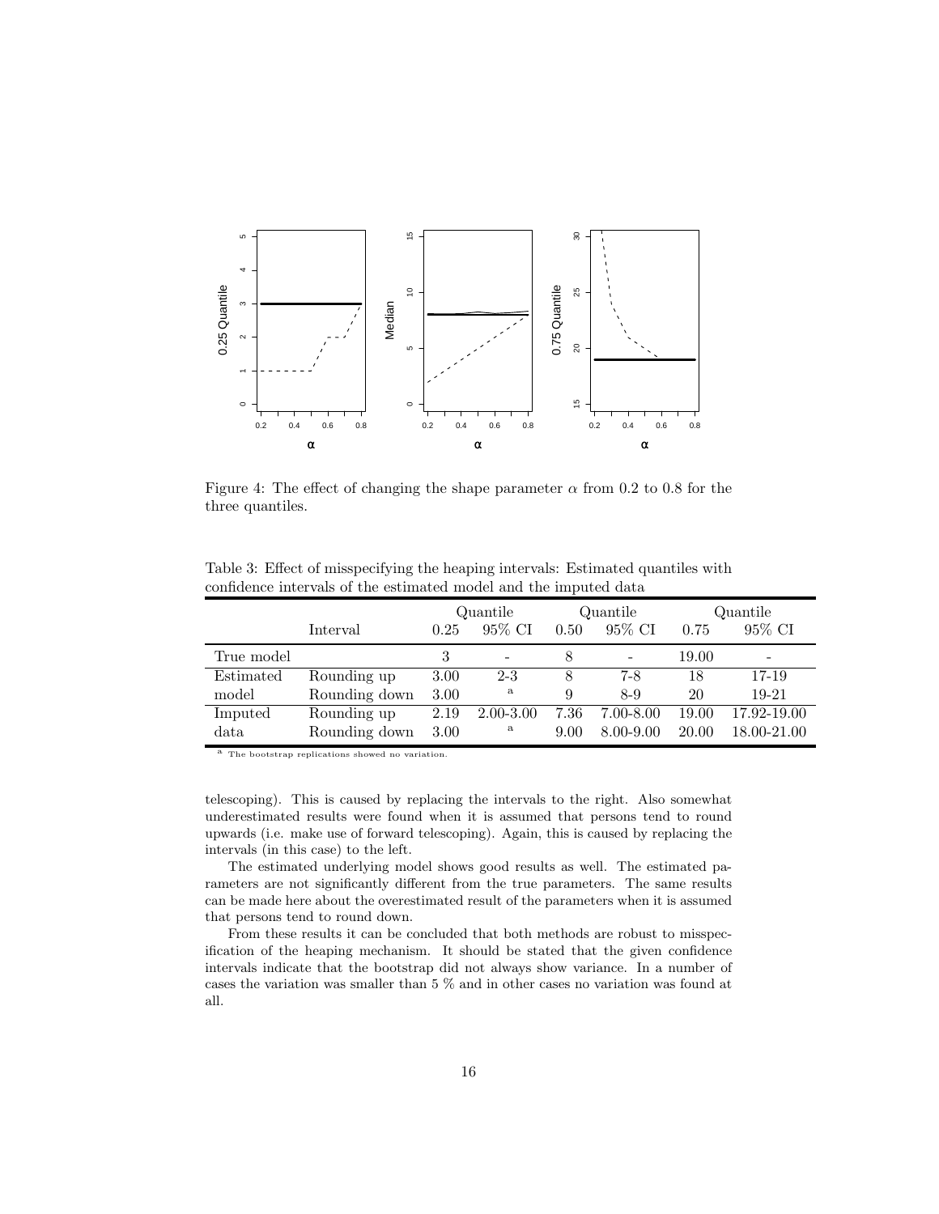Figure 4: The effect of changing the shape parameter $\alpha$ from 0.2 to 0.8 for the three quantiles.

Table 3: Effect of misspecifying the heaping intervals: Estimated quantiles with confidence intervals of the estimated model and the imputed data

| | | Quantile | | Quantile | | Quantile | |
|---|---|---|---|---|---|---|---|
| | Interval | 0.25 | 95% CI | 0.50 | 95% CI | 0.75 | 95% CI |
| True model | | 3 | - | 8 | - | 19.00 | - |
| Estimated model | Rounding up | 3.00 | 2-3 | 8 | 7-8 | 18 | 17-19 |
| | Rounding down | 3.00 | [a] | 9 | 8-9 | 20 | 19-21 |
| Imputed data | Rounding up | 2.19 | 2.00-3.00 | 7.36 | 7.00-8.00 | 19.00 | 17.92-19.00 |
| | Rounding down | 3.00 | [a] | 9.00 | 8.00-9.00 | 20.00 | 18.00-21.00 |

[a] The bootstrap replications showed no variation.

telescoping). This is caused by replacing the intervals to the right. Also somewhat underestimated results were found when it is assumed that persons tend to round upwards (i.e. make use of forward telescoping). Again, this is caused by replacing the intervals (in this case) to the left.

The estimated underlying model shows good results as well. The estimated parameters are not significantly different from the true parameters. The same results can be made here about the overestimated result of the parameters when it is assumed that persons tend to round down.

From these results it can be concluded that both methods are robust to misspecification of the heaping mechanism. It should be stated that the given confidence intervals indicate that the bootstrap did not always show variance. In a number of cases the variation was smaller than 5 % and in other cases no variation was found at all.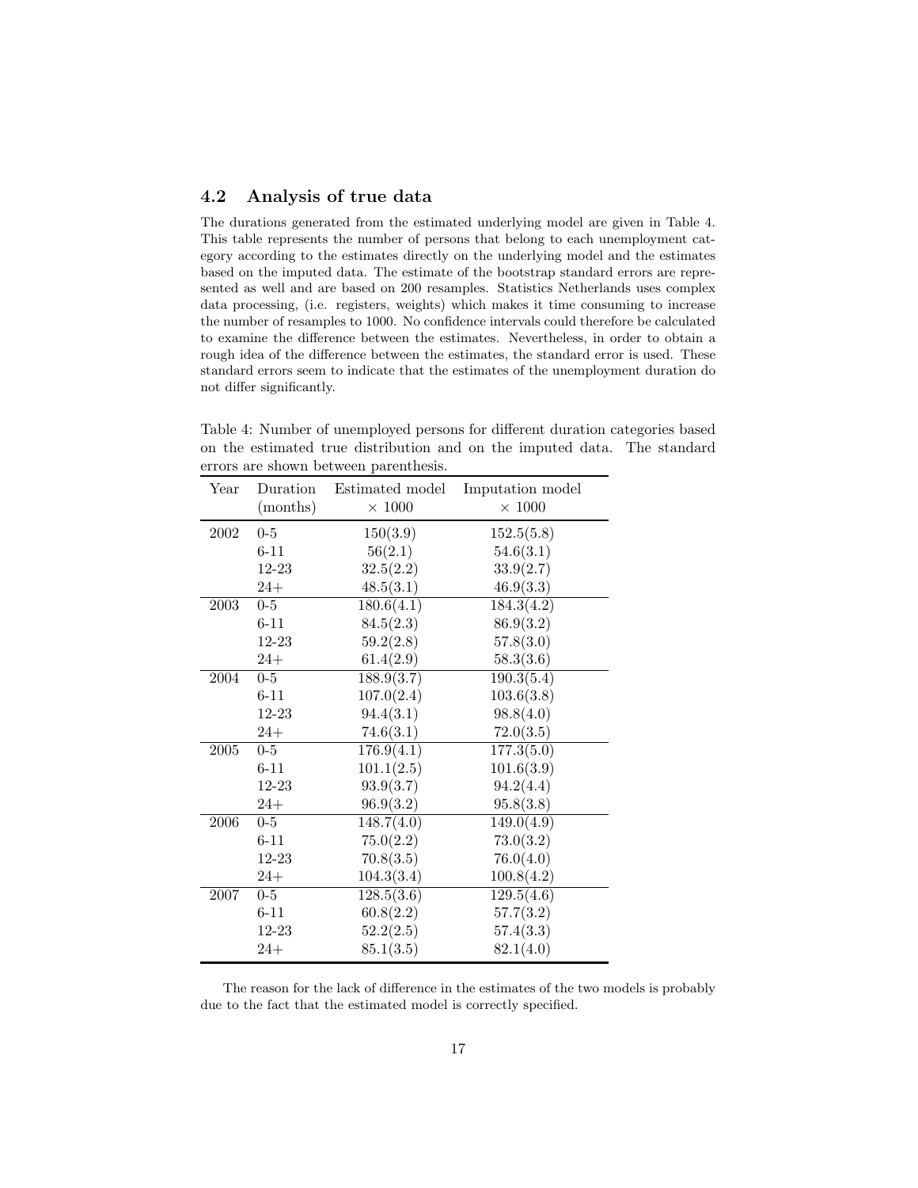### 4.2 Analysis of true data

The durations generated from the estimated underlying model are given in Table 4. This table represents the number of persons that belong to each unemployment category according to the estimates directly on the underlying model and the estimates based on the imputed data. The estimate of the bootstrap standard errors are represented as well and are based on 200 resamples. Statistics Netherlands uses complex data processing, (i.e. registers, weights) which makes it time consuming to increase the number of resamples to 1000. No confidence intervals could therefore be calculated to examine the difference between the estimates. Nevertheless, in order to obtain a rough idea of the difference between the estimates, the standard error is used. These standard errors seem to indicate that the estimates of the unemployment duration do not differ significantly.

Table 4: Number of unemployed persons for different duration categories based on the estimated true distribution and on the imputed data. The standard errors are shown between parenthesis.

| Year | Duration (months) | Estimated model $\times$ 1000 | Imputation model $\times$ 1000 |
|---|---|---|---|
| 2002 | 0-5 | 150(3.9) | 152.5(5.8) |
| | 6-11 | 56(2.1) | 54.6(3.1) |
| | 12-23 | 32.5(2.2) | 33.9(2.7) |
| | 24+ | 48.5(3.1) | 46.9(3.3) |
| 2003 | 0-5 | 180.6(4.1) | 184.3(4.2) |
| | 6-11 | 84.5(2.3) | 86.9(3.2) |
| | 12-23 | 59.2(2.8) | 57.8(3.0) |
| | 24+ | 61.4(2.9) | 58.3(3.6) |
| 2004 | 0-5 | 188.9(3.7) | 190.3(5.4) |
| | 6-11 | 107.0(2.4) | 103.6(3.8) |
| | 12-23 | 94.4(3.1) | 98.8(4.0) |
| | 24+ | 74.6(3.1) | 72.0(3.5) |
| 2005 | 0-5 | 176.9(4.1) | 177.3(5.0) |
| | 6-11 | 101.1(2.5) | 101.6(3.9) |
| | 12-23 | 93.9(3.7) | 94.2(4.4) |
| | 24+ | 96.9(3.2) | 95.8(3.8) |
| 2006 | 0-5 | 148.7(4.0) | 149.0(4.9) |
| | 6-11 | 75.0(2.2) | 73.0(3.2) |
| | 12-23 | 70.8(3.5) | 76.0(4.0) |
| | 24+ | 104.3(3.4) | 100.8(4.2) |
| 2007 | 0-5 | 128.5(3.6) | 129.5(4.6) |
| | 6-11 | 60.8(2.2) | 57.7(3.2) |
| | 12-23 | 52.2(2.5) | 57.4(3.3) |
| | 24+ | 85.1(3.5) | 82.1(4.0) |

The reason for the lack of difference in the estimates of the two models is probably due to the fact that the estimated model is correctly specified.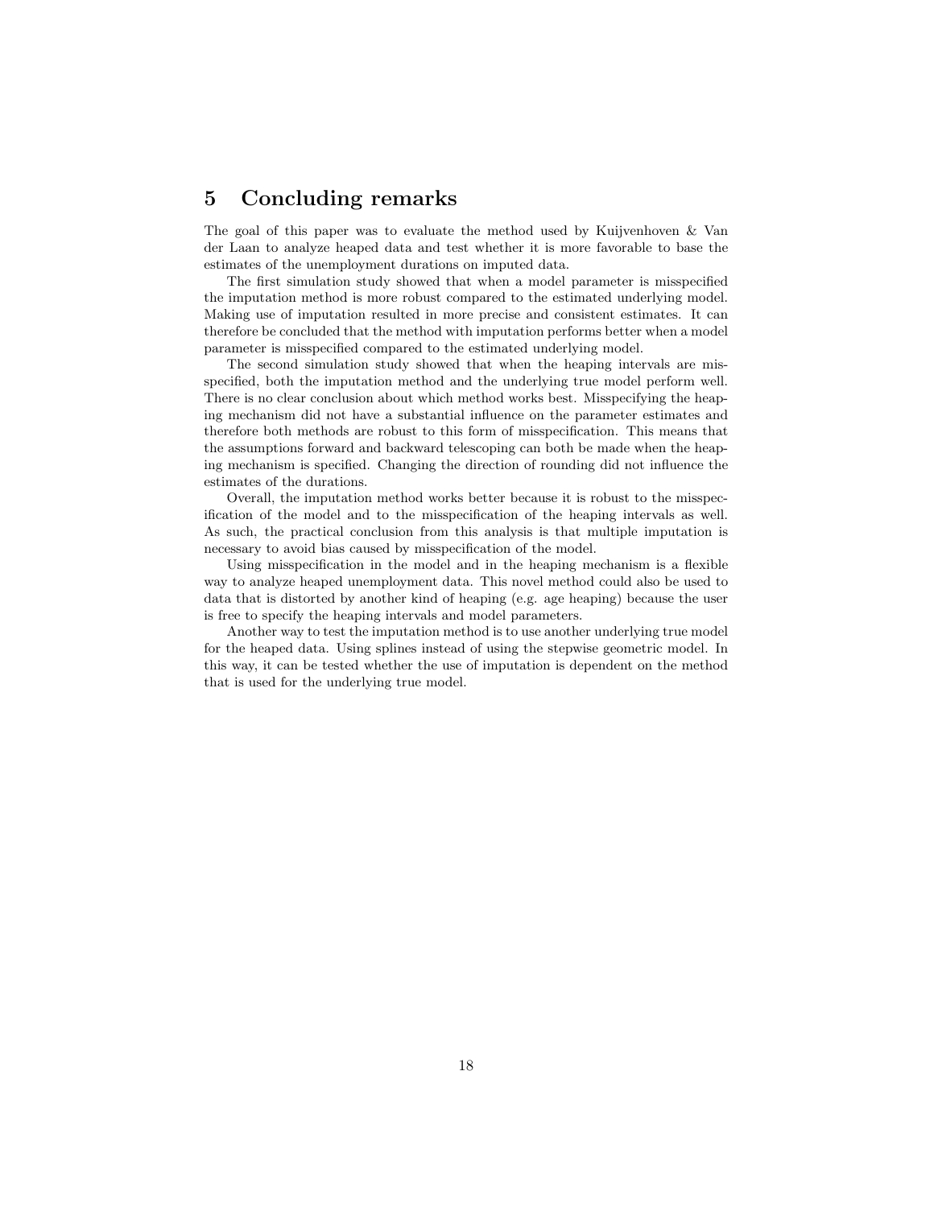## 5 Concluding remarks

The goal of this paper was to evaluate the method used by Kuijvenhoven & Van der Laan to analyze heaped data and test whether it is more favorable to base the estimates of the unemployment durations on imputed data.

The first simulation study showed that when a model parameter is misspecified the imputation method is more robust compared to the estimated underlying model. Making use of imputation resulted in more precise and consistent estimates. It can therefore be concluded that the method with imputation performs better when a model parameter is misspecified compared to the estimated underlying model.

The second simulation study showed that when the heaping intervals are misspecified, both the imputation method and the underlying true model perform well. There is no clear conclusion about which method works best. Misspecifying the heaping mechanism did not have a substantial influence on the parameter estimates and therefore both methods are robust to this form of misspecification. This means that the assumptions forward and backward telescoping can both be made when the heaping mechanism is specified. Changing the direction of rounding did not influence the estimates of the durations.

Overall, the imputation method works better because it is robust to the misspecification of the model and to the misspecification of the heaping intervals as well. As such, the practical conclusion from this analysis is that multiple imputation is necessary to avoid bias caused by misspecification of the model.

Using misspecification in the model and in the heaping mechanism is a flexible way to analyze heaped unemployment data. This novel method could also be used to data that is distorted by another kind of heaping (e.g. age heaping) because the user is free to specify the heaping intervals and model parameters.

Another way to test the imputation method is to use another underlying true model for the heaped data. Using splines instead of using the stepwise geometric model. In this way, it can be tested whether the use of imputation is dependent on the method that is used for the underlying true model.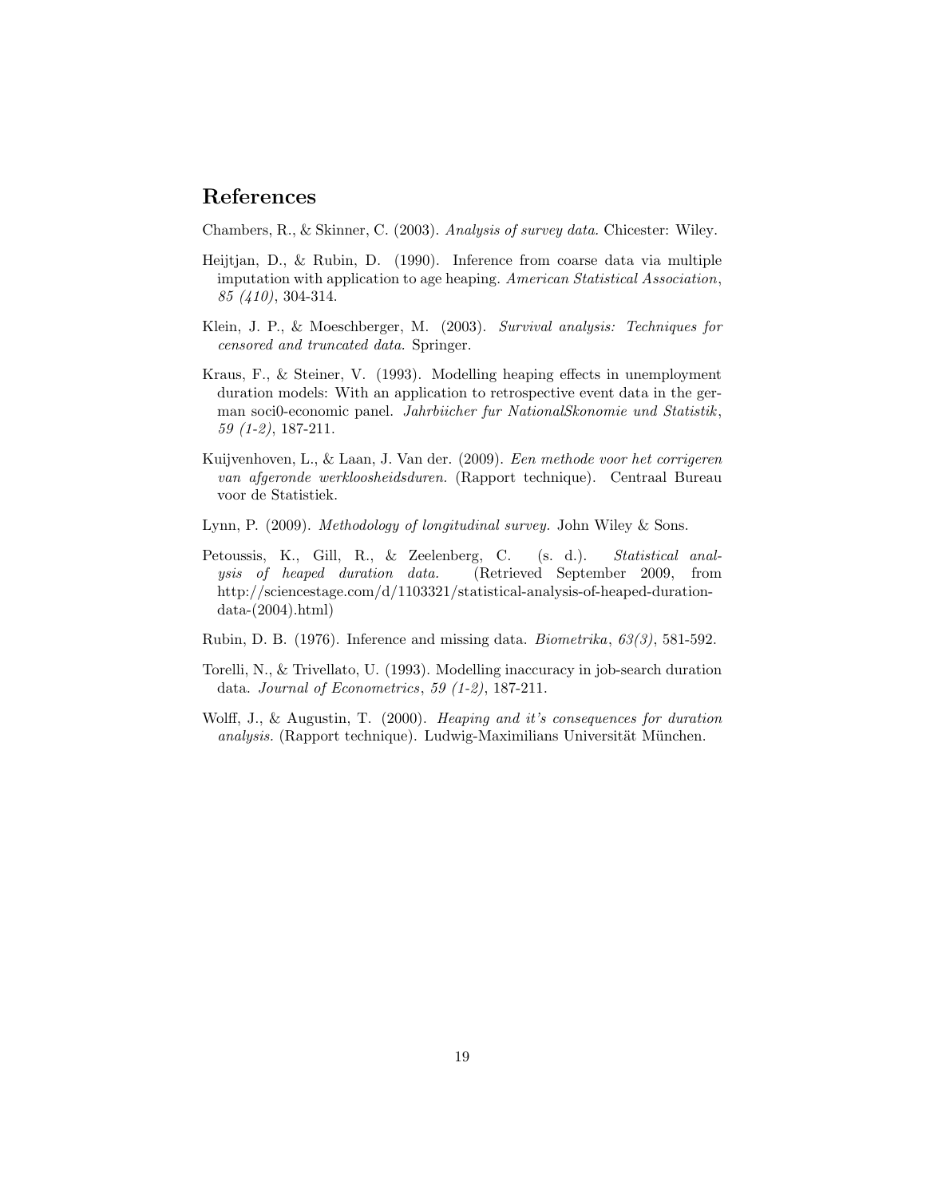## References

Chambers, R., & Skinner, C. (2003). *Analysis of survey data.* Chicester: Wiley.

Heijtjan, D., & Rubin, D. (1990). Inference from coarse data via multiple imputation with application to age heaping. *American Statistical Association*, *85 (410)*, 304-314.

Klein, J. P., & Moeschberger, M. (2003). *Survival analysis: Techniques for censored and truncated data.* Springer.

Kraus, F., & Steiner, V. (1993). Modelling heaping effects in unemployment duration models: With an application to retrospective event data in the german soci0-economic panel. *Jahrbiicher fur NationalSkonomie und Statistik*, *59 (1-2)*, 187-211.

Kuijvenhoven, L., & Laan, J. Van der. (2009). *Een methode voor het corrigeren van afgeronde werkloosheidsduren.* (Rapport technique). Centraal Bureau voor de Statistiek.

Lynn, P. (2009). *Methodology of longitudinal survey.* John Wiley & Sons.

Petoussis, K., Gill, R., & Zeelenberg, C. (s. d.). *Statistical analysis of heaped duration data.* (Retrieved September 2009, from http://sciencestage.com/d/1103321/statistical-analysis-of-heaped-duration-data-(2004).html)

Rubin, D. B. (1976). Inference and missing data. *Biometrika*, *63(3)*, 581-592.

Torelli, N., & Trivellato, U. (1993). Modelling inaccuracy in job-search duration data. *Journal of Econometrics*, *59 (1-2)*, 187-211.

Wolff, J., & Augustin, T. (2000). *Heaping and it's consequences for duration analysis.* (Rapport technique). Ludwig-Maximilians Universität München.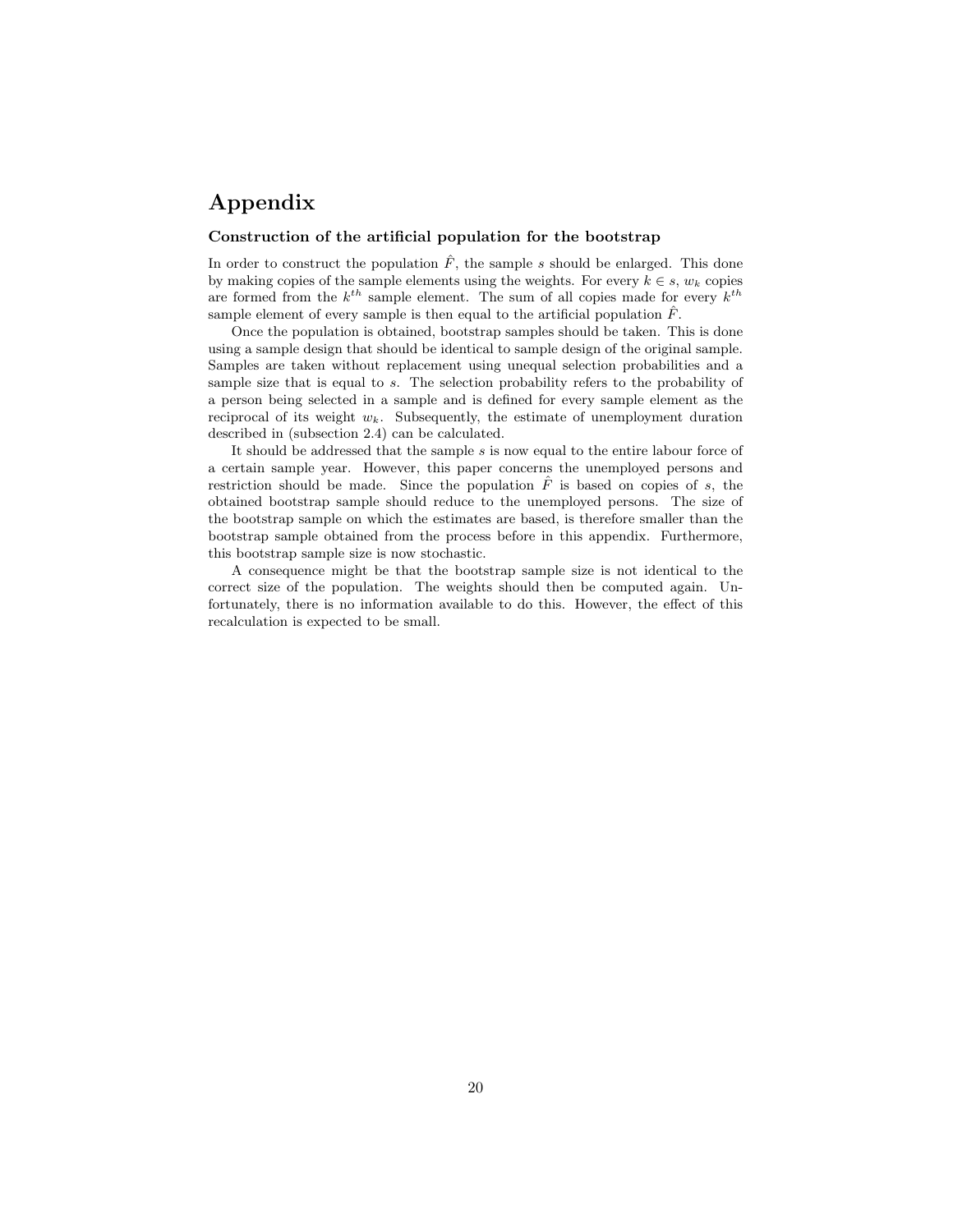# Appendix

### Construction of the artificial population for the bootstrap

In order to construct the population $\hat{F}$, the sample $s$ should be enlarged. This done by making copies of the sample elements using the weights. For every $k \in s$, $w_k$ copies are formed from the $k^{th}$ sample element. The sum of all copies made for every $k^{th}$ sample element of every sample is then equal to the artificial population $\hat{F}$.

Once the population is obtained, bootstrap samples should be taken. This is done using a sample design that should be identical to sample design of the original sample. Samples are taken without replacement using unequal selection probabilities and a sample size that is equal to $s$. The selection probability refers to the probability of a person being selected in a sample and is defined for every sample element as the reciprocal of its weight $w_k$. Subsequently, the estimate of unemployment duration described in (subsection 2.4) can be calculated.

It should be addressed that the sample $s$ is now equal to the entire labour force of a certain sample year. However, this paper concerns the unemployed persons and restriction should be made. Since the population $\hat{F}$ is based on copies of $s$, the obtained bootstrap sample should reduce to the unemployed persons. The size of the bootstrap sample on which the estimates are based, is therefore smaller than the bootstrap sample obtained from the process before in this appendix. Furthermore, this bootstrap sample size is now stochastic.

A consequence might be that the bootstrap sample size is not identical to the correct size of the population. The weights should then be computed again. Unfortunately, there is no information available to do this. However, the effect of this recalculation is expected to be small.